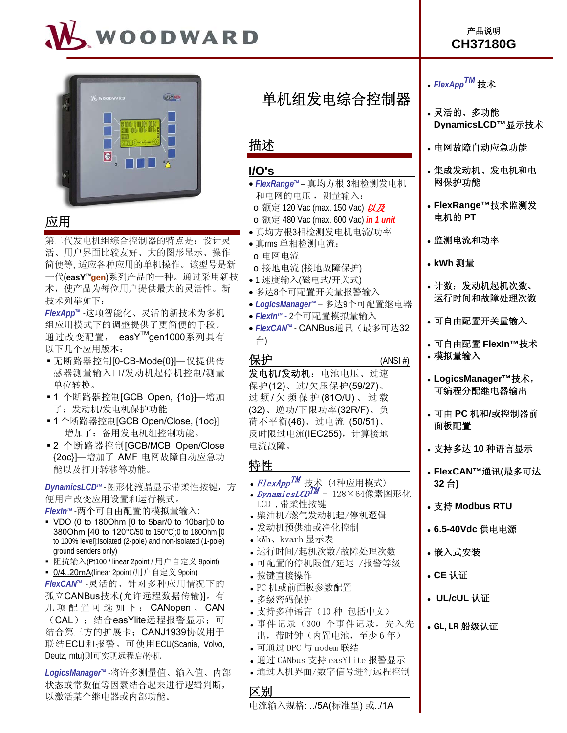# WOODWARD

产品说明
**CH37180G**

# 单机组发电综合控制器

## 应用

第二代发电机组综合控制器的特点是：设计灵活、用户界面比较友好、大的图形显示、操作简便等, 适应各种应用的单机操作。该型号是新一代(**easY™gen**)系列产品的一种。通过采用新技术，使产品为每位用户提供最大的灵活性。新技术列举如下：

***FlexApp™*** -这项智能化、灵活的新技术为多机组应用模式下的调整提供了更简便的手段。通过改变配置， easY[TM]gen1000系列具有以下几个应用版本：

- 无断路器控制[0-CB-Mode{0}]—仅提供传感器测量输入口/发动机起停机控制/测量单位转换。
- 1 个断路器控制[GCB Open, {1o}]—增加了：发动机/发电机保护功能
- 1 个断路器控制[GCB Open/Close, {1oc}] 增加了：备用发电机组控制功能。
- 2 个断路器控制[GCB/MCB Open/Close {2oc}]—增加了 AMF 电网故障自动应急功能以及打开转移等功能。

***DynamicsLCD™*** -图形化液晶显示带柔性按键，方便用户改变应用设置和运行模式。

***FlexIn™*** -两个可自由配置的模拟量输入:

- VDO (0 to 180Ohm [0 to 5bar/0 to 10bar];0 to 380Ohm [40 to 120°C/50 to 150°C];0 to 180Ohm [0 to 100% level];isolated (2-pole) and non-isolated (1-pole) ground senders only)
- 阻抗输入(Pt100 / linear 2point / 用户自定义 9point)
- 0/4..20mA(linear 2point /用户自定义 9poin)

***FlexCAN™*** -灵活的、针对多种应用情况下的孤立CANBus技术(允许远程数据传输)]。有几项配置可选如下：CANopen、CAN（CAL）；结合easYlite远程报警显示；可结合第三方的扩展卡；CANJ1939协议用于联结ECU和报警。可使用ECU(Scania, Volvo, Deutz, mtu)则可实现远程启/停机

***LogicsManager™*** -将许多测量值、输入值、内部状态或常数值等因素结合起来进行逻辑判断，以激活某个继电器或内部功能。

## 描述

### I/O's

- ***FlexRange™*** – 真均方根 3相检测发电机和电网的电压， 测量输入：
  - o 额定 120 Vac (max. 150 Vac) *以及*
  - o 额定 480 Vac (max. 600 Vac) *in 1 unit*
- 真均方根3相检测发电机电流/功率
- 真rms 单相检测电流：
  - o 电网电流
  - o 接地电流 (接地故障保护)
- 1 速度输入(磁电式/开关式)
- 多达8个可配置开关量报警输入
- ***LogicsManager™*** – 多达9个可配置继电器
- ***FlexIn™*** - 2个可配置模拟量输入
- ***FlexCAN™*** - CANBus通讯（最多可达32台)

### 保护 (ANSI #)

**发电机/发动机**：电池电压、过速保护(12)、过/欠压保护(59/27)、过频/欠频保护(81O/U)、过载(32)、逆功/下限功率(32R/F)、负荷不平衡(46)、过电流 (50/51)、反时限过电流(IEC255)，计算接地电流故障。

### 特性

- ***FlexApp™*** 技术 (4种应用模式)
- ***DynamicsLCD™*** – 128×64像素图形化LCD，带柔性按键
- 柴油机/燃气发动机起/停机逻辑
- 发动机预供油或净化控制
- kWh、kvarh 显示表
- 运行时间/起机次数/故障处理次数
- 可配置的停机限值/延迟 /报警等级
- 按键直接操作
- PC 机或前面板参数配置
- 多级密码保护
- 支持多种语言（10 种 包括中文）
- 事件记录（300 个事件记录，先入先出，带时钟（内置电池，至少 6 年）
- 可通过 DPC 与 modem 联结
- 通过 CANbus 支持 easYlite 报警显示
- 通过人机界面/数字信号进行远程控制

### 区别

电流输入规格: ../5A(标准型) 或../1A

---

- ***FlexApp™*** 技术
- 灵活的、多功能 DynamicsLCD™显示技术
- 电网故障自动应急功能
- 集成发动机、发电机和电网保护功能
- FlexRange™技术监测发电机的 PT
- 监测电流和功率
- kWh 测量
- 计数：发动机起机次数、运行时间和故障处理次数
- 可自由配置开关量输入
- 可自由配置 FlexIn™技术
- 模拟量输入
- LogicsManager™技术，可编程分配继电器输出
- 可由 PC 机和/或控制器前面板配置
- 支持多达 10 种语言显示
- FlexCAN™通讯(最多可达 32 台)
- 支持 Modbus RTU
- 6.5-40Vdc 供电电源
- 嵌入式安装
- CE 认证
- UL/cUL 认证
- GL, LR 船级认证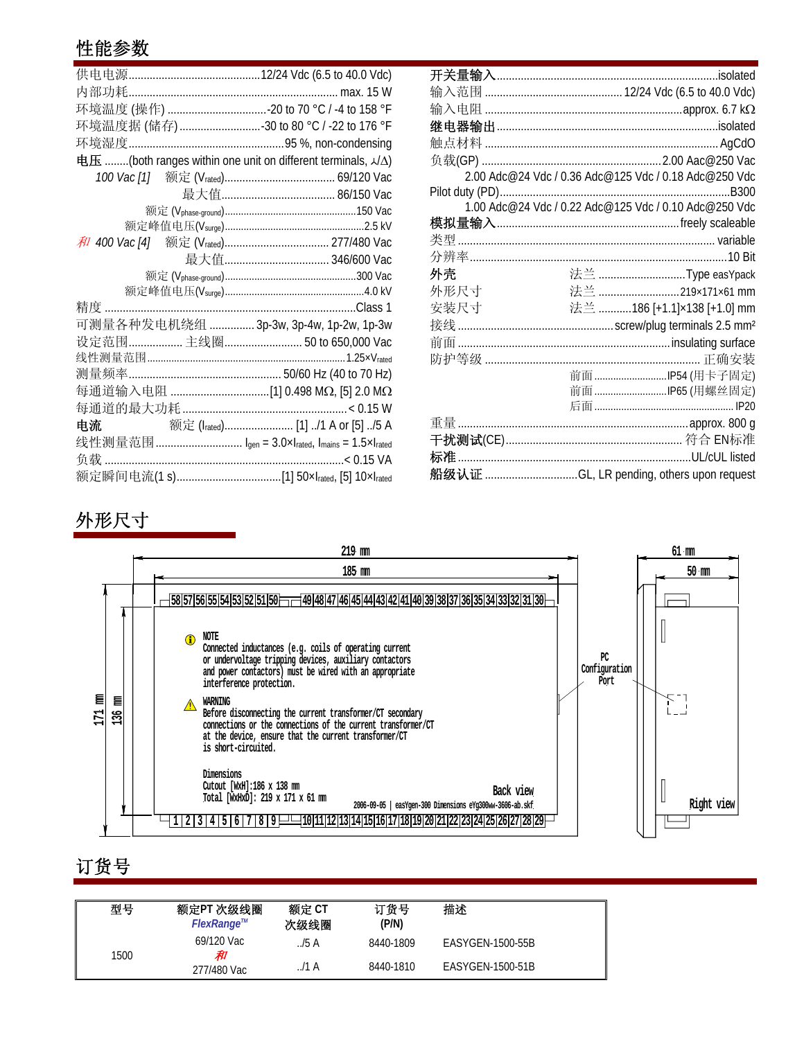## 性能参数

供电电源..........12/24 Vdc (6.5 to 40.0 Vdc)
内部功耗..........max. 15 W
环境温度 (操作)..........-20 to 70 °C / -4 to 158 °F
环境温度据 (储存)..........-30 to 80 °C / -22 to 176 °F
环境湿度..........95 %, non-condensing

**电压** ........(both ranges within one unit on different terminals, ⅄/Δ)

*100 Vac [1]* 额定 ($V_{rated}$).......... 69/120 Vac
最大值.......... 86/150 Vac
额定 ($V_{phase\text{-}ground}$)..........150 Vac
额定峰值电压($V_{surge}$)..........2.5 kV

*和 400 Vac [4]* 额定 ($V_{rated}$).......... 277/480 Vac
最大值.......... 346/600 Vac
额定 ($V_{phase\text{-}ground}$)..........300 Vac
额定峰值电压($V_{surge}$)..........4.0 kV

精度 ..........Class 1
可测量各种发电机绕组 .......... 3p-3w, 3p-4w, 1p-2w, 1p-3w
设定范围.......... 主线圈.......... 50 to 650,000 Vac
线性测量范围..........$1.25 \times V_{rated}$
测量频率..........50/60 Hz (40 to 70 Hz)
每通道输入电阻 ..........[1] 0.498 MΩ, [5] 2.0 MΩ
每通道的最大功耗..........< 0.15 W

**电流** 额定 ($I_{rated}$).......... [1] ../1 A or [5] ../5 A
线性测量范围.......... $I_{gen} = 3.0 \times I_{rated}$, $I_{mains} = 1.5 \times I_{rated}$
负载 ..........< 0.15 VA
额定瞬间电流(1 s)..........[1] $50 \times I_{rated}$, [5] $10 \times I_{rated}$

**开关量输入**..........isolated
输入范围 .......... 12/24 Vdc (6.5 to 40.0 Vdc)
输入电阻 ..........approx. 6.7 kΩ

**继电器输出**..........isolated
触点材料 .......... AgCdO
负载(GP) ..........2.00 Aac@250 Vac
2.00 Adc@24 Vdc / 0.36 Adc@125 Vdc / 0.18 Adc@250 Vdc
Pilot duty (PD)..........B300
1.00 Adc@24 Vdc / 0.22 Adc@125 Vdc / 0.10 Adc@250 Vdc

**模拟量输入**..........freely scaleable
类型 .......... variable
分辨率..........10 Bit

**外壳** 法兰 ..........Type easYpack
外形尺寸 法兰 ..........219×171×61 mm
安装尺寸 法兰 ..........186 [+1.1]×138 [+1.0] mm
接线 ..........screw/plug terminals 2.5 mm²
前面 ..........insulating surface
防护等级 .......... 正确安装
前面..........IP54 (用卡子固定)
前面..........IP65 (用螺丝固定)
后面..........IP20

重量 ..........approx. 800 g
**干扰测试(CE)**.......... 符合 EN标准
**标准**..........UL/cUL listed
**船级认证** ..........GL, LR pending, others upon request

## 外形尺寸

219 mm
185 mm
61 mm
50 mm
171 mm
136 mm

58 57 56 55 54 53 52 51 50 49 48 47 46 45 44 43 42 41 40 39 38 37 36 35 34 33 32 31 30

NOTE
Connected inductances (e.g. coils of operating current or undervoltage tripping devices, auxiliary contactors and power contactors) must be wired with an appropriate interference protection.

WARNING
Before disconnecting the current transformer/CT secondary connections or the connections of the current transformer/CT at the device, ensure that the current transformer/CT is short-circuited.

Dimensions
Cutout [WxH]:186 x 138 mm
Total [WxHxD]: 219 x 171 x 61 mm

Back view

2006-09-05 | easYgen-300 Dimensions eYg300ww-3606-ab.skf

1 2 3 4 5 6 7 8 9 10 11 12 13 14 15 16 17 18 19 20 21 22 23 24 25 26 27 28 29

PC Configuration Port

Right view

## 订货号

| 型号 | 额定PT 次级线圈 *FlexRange™* | 额定 CT 次级线圈 | 订货号 (P/N) | 描述 |
|---|---|---|---|---|
| 1500 | 69/120 Vac *和* 277/480 Vac | ../5 A | 8440-1809 | EASYGEN-1500-55B |
| | | ../1 A | 8440-1810 | EASYGEN-1500-51B |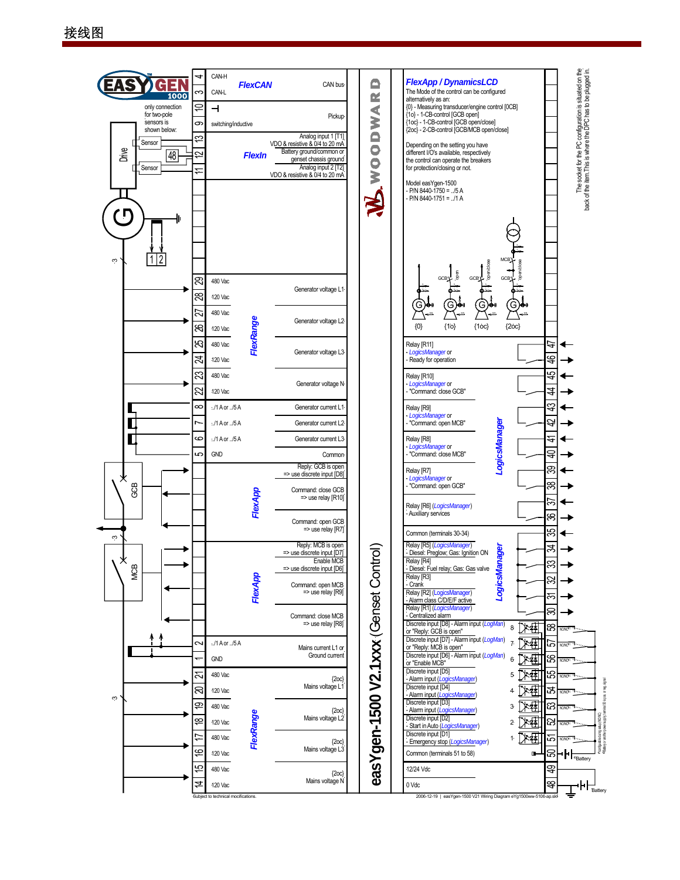# 接线图

**easYgen-1500 V2.1xxx (Genset Control)**

EASYGEN 1000

only connection for two-pole sensors is shown below:

Drive — Sensor — 48 — Sensor

| Terminal | Signal | Description |
|---|---|---|
| 4 | CAN-H | **FlexCAN** — CAN bus |
| 3 | CAN-L | |
| 10 | | Pickup |
| 9 | switching/inductive | |
| 13 | | Analog input 1 [T1] VDO & resistive & 0/4 to 20 mA |
| 12 | | **FlexIn** — Battery ground/common or genset chassis ground |
| 11 | | Analog input 2 [T2] VDO & resistive & 0/4 to 20 mA |
| 29 | 480 Vac | Generator voltage L1 |
| 28 | 120 Vac | |
| 27 | 480 Vac | Generator voltage L2 |
| 26 | 120 Vac | |
| 25 | 480 Vac | Generator voltage L3 |
| 24 | 120 Vac | |
| 23 | 480 Vac | Generator voltage N |
| 22 | 120 Vac | |
| 8 | ../1 A or ../5 A | Generator current L1 |
| 7 | ../1 A or ../5 A | Generator current L2 |
| 6 | ../1 A or ../5 A | Generator current L3 |
| 5 | GND | Common |
| | | **FlexApp** — Reply: GCB is open => use discrete input [D8] |
| | | Command: close GCB => use relay [R10] |
| | | Command: open GCB => use relay [R7] |
| | | **FlexApp** — Reply: MCB is open => use discrete input [D7] |
| | | Enable MCB => use discrete input [D6] |
| | | Command: open MCB => use relay [R9] |
| | | Command: close MCB => use relay [R8] |
| 2 | ../1 A or ../5 A | Mains current L1 or Ground current |
| 1 | GND | |
| 21 | 480 Vac | {2oc} Mains voltage L1 |
| 20 | 120 Vac | |
| 19 | 480 Vac | {2oc} Mains voltage L2 |
| 18 | 120 Vac | |
| 17 | 480 Vac | {2oc} Mains voltage L3 |
| 16 | 120 Vac | |
| 15 | 480 Vac | {2oc} Mains voltage N |
| 14 | 120 Vac | |

(FlexRange: generator and mains voltage inputs)

**FlexApp / DynamicsLCD**

The Mode of the control can be configured alternatively as an:
{0} - Measuring transducer/engine control [0CB]
{1o} - 1-CB-control [GCB open]
{1oc} - 1-CB-control [GCB open/close]
{2oc} - 2-CB-control [GCB/MCB open/close]

Depending on the setting you have different I/O's available, respectively the control can operate the breakers for protection/closing or not.

Model easYgen-1500
- P/N 8440-1750 = ../5 A
- P/N 8440-1751 = ../1 A

{0} {1o} {1oc} {2oc}

| Terminal | Description |
|---|---|
| 47 / 46 | Relay [R11] - *LogicsManager* or - Ready for operation |
| 45 / 44 | Relay [R10] - *LogicsManager* or - "Command: close GCB" |
| 43 / 42 | Relay [R9] - *LogicsManager* or - "Command: open MCB" |
| 41 / 40 | Relay [R8] - *LogicsManager* or - "Command: close MCB" |
| 39 / 38 | Relay [R7] - *LogicsManager* or - "Command: open GCB" |
| 37 / 36 | Relay [R6] (*LogicsManager*) - Auxiliary services |
| 35 | Common (terminals 30-34) |
| 34 | Relay [R5] (*LogicsManager*) - Diesel: Preglow; Gas: Ignition ON |
| 33 | Relay [R4] - Diesel: Fuel relay; Gas: Gas valve |
| 32 | Relay [R3] - Crank |
| 31 | Relay [R2] (*LogicsManager*) - Alarm class C/D/E/F active |
| 30 | Relay [R1] (*LogicsManager*) - Centralized alarm |
| 58 | Discrete input [D8] - Alarm input (*LogMan*) or "Reply: GCB is open" |
| 57 | Discrete input [D7] - Alarm input (*LogMan*) or "Reply: MCB is open" |
| 56 | Discrete input [D6] - Alarm input (*LogMan*) or "Enable MCB" |
| 55 | Discrete input [D5] - Alarm input (*LogicsManager*) |
| 54 | Discrete input [D4] - Alarm input (*LogicsManager*) |
| 53 | Discrete input [D3] - Alarm input (*LogicsManager*) |
| 52 | Discrete input [D2] - Start in Auto (*LogicsManager*) |
| 51 | Discrete input [D1] - Emergency stop (*LogicsManager*) |
| 50 | Common (terminals 51 to 58) — Battery |
| 49 | 12/24 Vdc |
| 48 | 0 Vdc — Battery |

The socket for the PC configuration is situated on the back of the unit. This is where the DPC has to be plugged in.

Subject to technical modifications.

2006-12-19 | easYgen-1500 V21 Wiring Diagram eYg1500ww-5106-ap.skf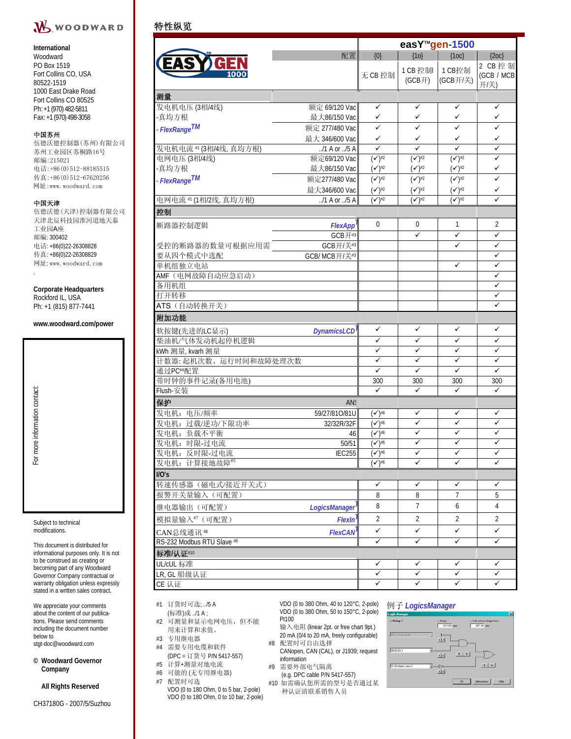**International**
Woodward
PO Box 1519
Fort Collins CO, USA
80522-1519
1000 East Drake Road
Fort Collins CO 80525
Ph: +1 (970) 482-5811
Fax: +1 (970) 498-3058

**中国苏州**
伍德沃德控制器(苏州)有限公司
苏州工业园区苏桐路16号
邮编:215021
电话:+86(0)512-88185515
传真:+86(0)512-67620256
网址:www.woodward.com

**中国天津**
伍德沃德(天津)控制器有限公司
天津北辰科技园淮河道地天泰
工业园A座
邮编: 300402
电话: +86(0)22-26308828
传真: +86(0)22-26308829
网址:www.woodward.com

**Corporate Headquarters**
Rockford IL, USA
Ph: +1 (815) 877-7441

**www.woodward.com/power**

For more information contact:

Subject to technical modifications.

This document is distributed for informational purposes only. It is not to be construed as creating or becoming part of any Woodward Governor Company contractual or warranty obligation unless expressly stated in a written sales contract.

We appreciate your comments about the content of our publications. Please send comments including the document number below to stgt-doc@woodward.com

**© Woodward Governor Company**

**All Rights Reserved**

CH37180G - 2007/5/Suzhou

## 特性纵览

| | | easY™gen-1500 | | | |
|---|---|---|---|---|---|
| EASYGEN 1000 | 配置 | {0} | {1o} | {1oc} | {2oc} |
| | | 无 CB 控制 | 1 CB 控制 (GCB开) | 1 CB控制 (GCB开/关) | 2 CB 控制 (GCB / MCB 开/关) |
| **测量** | | | | | |
| 发电机电压 (3相/4线) | 额定 69/120 Vac | ✓ | ✓ | ✓ | ✓ |
| -真均方根 | 最大86/150 Vac | ✓ | ✓ | ✓ | ✓ |
| - *FlexRange*™ | 额定 277/480 Vac | ✓ | ✓ | ✓ | ✓ |
| | 最大 346/600 Vac | ✓ | ✓ | ✓ | ✓ |
| 发电机电流 #1 (3相/4线, 真均方根) | ../1 A or ../5 A | ✓ | ✓ | ✓ | ✓ |
| 电网电压 (3相/4线) | 额定69/120 Vac | (✓)#2 | (✓)#2 | (✓)#2 | ✓ |
| -真均方根 | 最大86/150 Vac | (✓)#2 | (✓)#2 | (✓)#2 | ✓ |
| - *FlexRange*™ | 额定277/480 Vac | (✓)#2 | (✓)#2 | (✓)#2 | ✓ |
| | 最大346/600 Vac | (✓)#2 | (✓)#2 | (✓)#2 | ✓ |
| 电网电流 #1 (1相/2线, 真均方根) | ../1 A or ../5 A | (✓)#2 | (✓)#2 | (✓)#2 | ✓ |
| **控制** | | | | | |
| 断路器控制逻辑 | *FlexApp*™ | 0 | 0 | 1 | 2 |
| | GCB开#3 | | ✓ | ✓ | ✓ |
| 受控的断路器的数量可根据应用需 | GCB开/关#3 | | | ✓ | ✓ |
| 要从四个模式中选配 | GCB/ MCB开/关#3 | | | | ✓ |
| 单机组独立电站 | | | | ✓ | ✓ |
| AMF（电网故障自动应急启动） | | | | | ✓ |
| 备用机组 | | | | | ✓ |
| 打开转移 | | | | | ✓ |
| ATS（自动转换开关） | | | | | ✓ |
| **附加功能** | | | | | |
| 软按键(先进的LC显示) | *DynamicsLCD*™ | ✓ | ✓ | ✓ | ✓ |
| 柴油机/气体发动机起停机逻辑 | | ✓ | ✓ | ✓ | ✓ |
| kWh 测量, kvarh 测量 | | ✓ | ✓ | ✓ | ✓ |
| 计数器: 起机次数、运行时间和故障处理次数 | | ✓ | ✓ | ✓ | ✓ |
| 通过PC#4配置 | | ✓ | ✓ | ✓ | ✓ |
| 带时钟的事件记录(备用电池) | | 300 | 300 | 300 | 300 |
| Flush-安装 | | ✓ | ✓ | ✓ | ✓ |
| **保护** | ANSI | | | | |
| 发电机：电压/频率 | 59/27/81O/81U | (✓)#6 | ✓ | ✓ | ✓ |
| 发电机：过载/逆功/下限功率 | 32/32R/32F | (✓)#6 | ✓ | ✓ | ✓ |
| 发电机：负载不平衡 | 46 | (✓)#6 | ✓ | ✓ | ✓ |
| 发电机：时限-过电流 | 50/51 | (✓)#6 | ✓ | ✓ | ✓ |
| 发电机：反时限-过电流 | IEC255 | (✓)#6 | ✓ | ✓ | ✓ |
| 发电机：计算接地故障#5 | | (✓)#6 | ✓ | ✓ | ✓ |
| **I/O's** | | | | | |
| 转速传感器（磁电式/接近开关式） | | ✓ | ✓ | ✓ | ✓ |
| 报警开关量输入（可配置） | | 8 | 8 | 7 | 5 |
| 继电器输出（可配置） | *LogicsManager*™ | 8 | 7 | 6 | 4 |
| 模拟量输入#7（可配置） | *FlexIn*™ | 2 | 2 | 2 | 2 |
| CAN总线通讯 #8 | *FlexCAN*™ | ✓ | ✓ | ✓ | ✓ |
| RS-232 Modbus RTU Slave #9 | | ✓ | ✓ | ✓ | ✓ |
| **标准/认证**#10 | | | | | |
| UL/cUL 标准 | | ✓ | ✓ | ✓ | ✓ |
| LR, GL 船级认证 | | ✓ | ✓ | ✓ | ✓ |
| CE 认证 | | ✓ | ✓ | ✓ | ✓ |

#1 订货时可选; ../5 A (标准)或 ../1 A ;
#2 可测量和显示电网电压，但不能用来计算和求值。
#3 专用继电器
#4 需要专用电缆和软件 (DPC = 订货号 P/N 5417-557)
#5 计算+测量对地电流
#6 可能的 (无专用继电器)
#7 配置时可选
VDO (0 to 180 Ohm, 0 to 5 bar, 2-pole)
VDO (0 to 180 Ohm, 0 to 10 bar, 2-pole)
VDO (0 to 380 Ohm, 40 to 120°C, 2-pole)
VDO (0 to 380 Ohm, 50 to 150°C, 2-pole)
Pt100
输入电阻 (linear 2pt. or free chart 9pt.)
20 mA (0/4 to 20 mA, freely configurable)
#8 配置时可自由选择 CANopen, CAN (CAL), or J1939; request information
#9 需要外部电气隔离 (e.g. DPC cable P/N 5417-557)
#10 如需确认您所需的型号是否通过某种认证请联系销售人员

例子 *LogicsManager*